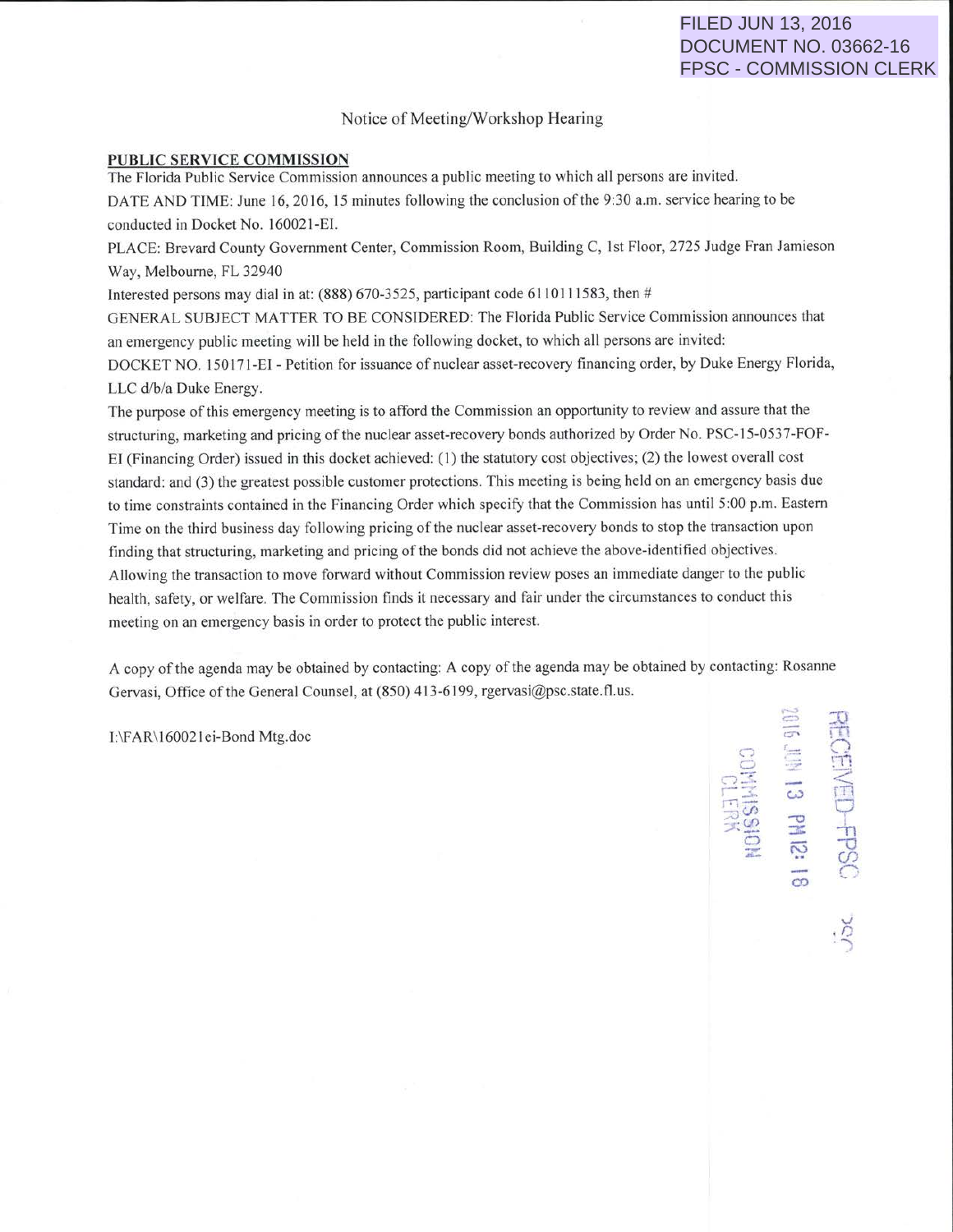FILED JUN 13, 2016
DOCUMENT NO. 03662-16
FPSC - COMMISSION CLERK

Notice of Meeting/Workshop Hearing

**PUBLIC SERVICE COMMISSION**

The Florida Public Service Commission announces a public meeting to which all persons are invited.

DATE AND TIME: June 16, 2016, 15 minutes following the conclusion of the 9:30 a.m. service hearing to be conducted in Docket No. 160021-EI.

PLACE: Brevard County Government Center, Commission Room, Building C, 1st Floor, 2725 Judge Fran Jamieson Way, Melbourne, FL 32940

Interested persons may dial in at: (888) 670-3525, participant code 6110111583, then #

GENERAL SUBJECT MATTER TO BE CONSIDERED: The Florida Public Service Commission announces that an emergency public meeting will be held in the following docket, to which all persons are invited:

DOCKET NO. 150171-EI - Petition for issuance of nuclear asset-recovery financing order, by Duke Energy Florida, LLC d/b/a Duke Energy.

The purpose of this emergency meeting is to afford the Commission an opportunity to review and assure that the structuring, marketing and pricing of the nuclear asset-recovery bonds authorized by Order No. PSC-15-0537-FOF-EI (Financing Order) issued in this docket achieved: (1) the statutory cost objectives; (2) the lowest overall cost standard: and (3) the greatest possible customer protections. This meeting is being held on an emergency basis due to time constraints contained in the Financing Order which specify that the Commission has until 5:00 p.m. Eastern Time on the third business day following pricing of the nuclear asset-recovery bonds to stop the transaction upon finding that structuring, marketing and pricing of the bonds did not achieve the above-identified objectives. Allowing the transaction to move forward without Commission review poses an immediate danger to the public health, safety, or welfare. The Commission finds it necessary and fair under the circumstances to conduct this meeting on an emergency basis in order to protect the public interest.

A copy of the agenda may be obtained by contacting: A copy of the agenda may be obtained by contacting: Rosanne Gervasi, Office of the General Counsel, at (850) 413-6199, rgervasi@psc.state.fl.us.

I:\FAR\160021ei-Bond Mtg.doc

RECEIVED-FPSC
2016 JUN 13 PM 12:18
COMMISSION CLERK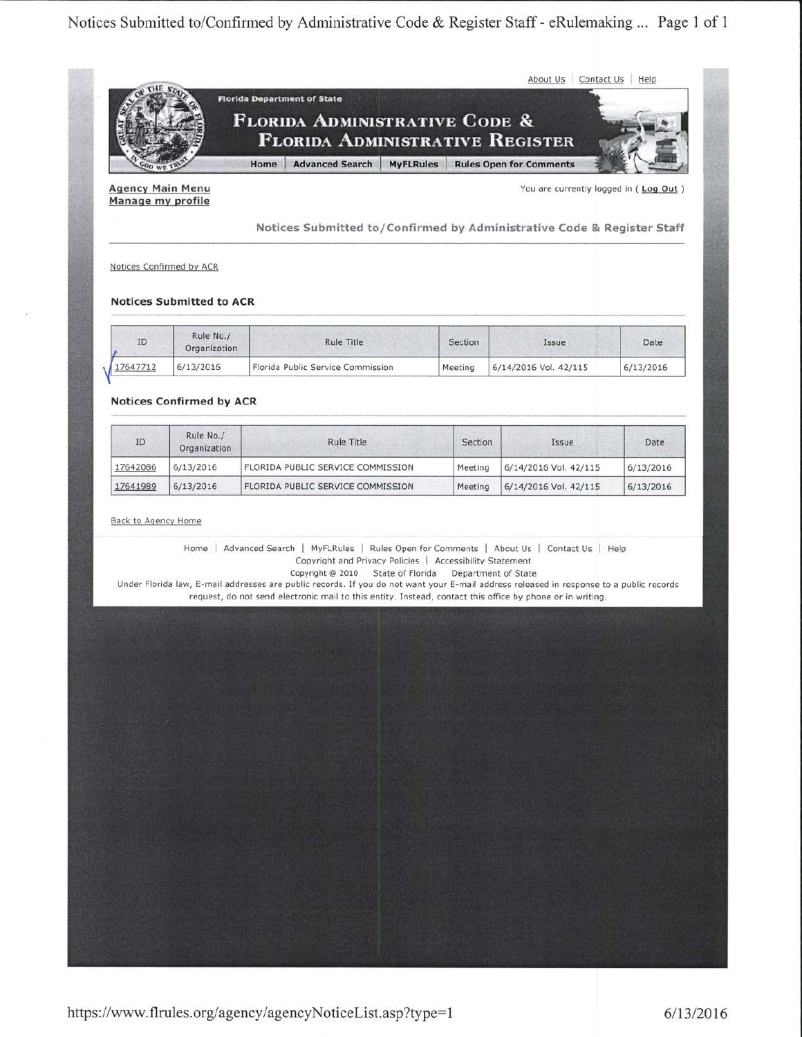About Us | Contact Us | Help

Florida Department of State

# FLORIDA ADMINISTRATIVE CODE & FLORIDA ADMINISTRATIVE REGISTER

Home | Advanced Search | MyFLRules | Rules Open for Comments

**Agency Main Menu**
**Manage my profile**

You are currently logged in ( **Log Out** )

## Notices Submitted to/Confirmed by Administrative Code & Register Staff

Notices Confirmed by ACR

### Notices Submitted to ACR

| ID | Rule No./ Organization | Rule Title | Section | Issue | Date |
|---|---|---|---|---|---|
| 17647712 | 6/13/2016 | Florida Public Service Commission | Meeting | 6/14/2016 Vol. 42/115 | 6/13/2016 |

### Notices Confirmed by ACR

| ID | Rule No./ Organization | Rule Title | Section | Issue | Date |
|---|---|---|---|---|---|
| 17642086 | 6/13/2016 | FLORIDA PUBLIC SERVICE COMMISSION | Meeting | 6/14/2016 Vol. 42/115 | 6/13/2016 |
| 17641989 | 6/13/2016 | FLORIDA PUBLIC SERVICE COMMISSION | Meeting | 6/14/2016 Vol. 42/115 | 6/13/2016 |

Back to Agency Home

Home | Advanced Search | MyFLRules | Rules Open for Comments | About Us | Contact Us | Help
Copyright and Privacy Policies | Accessibility Statement
Copyright @ 2010 State of Florida Department of State
Under Florida law, E-mail addresses are public records. If you do not want your E-mail address released in response to a public records request, do not send electronic mail to this entity. Instead, contact this office by phone or in writing.

https://www.flrules.org/agency/agencyNoticeList.asp?type=1 6/13/2016